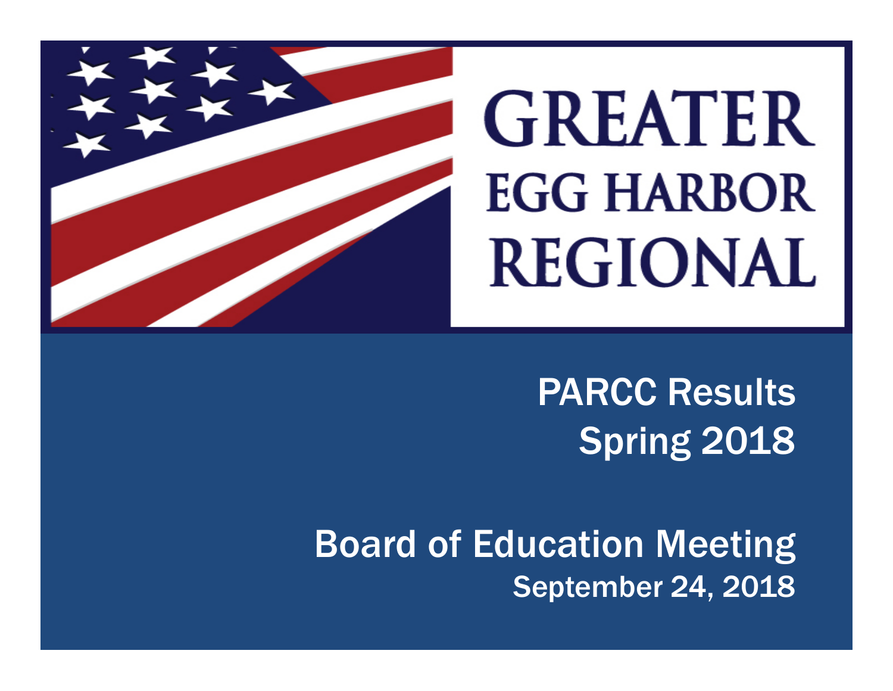# GREATER EGG HARBOR REGIONAL

## PARCC Results
## Spring 2018

## Board of Education Meeting
September 24, 2018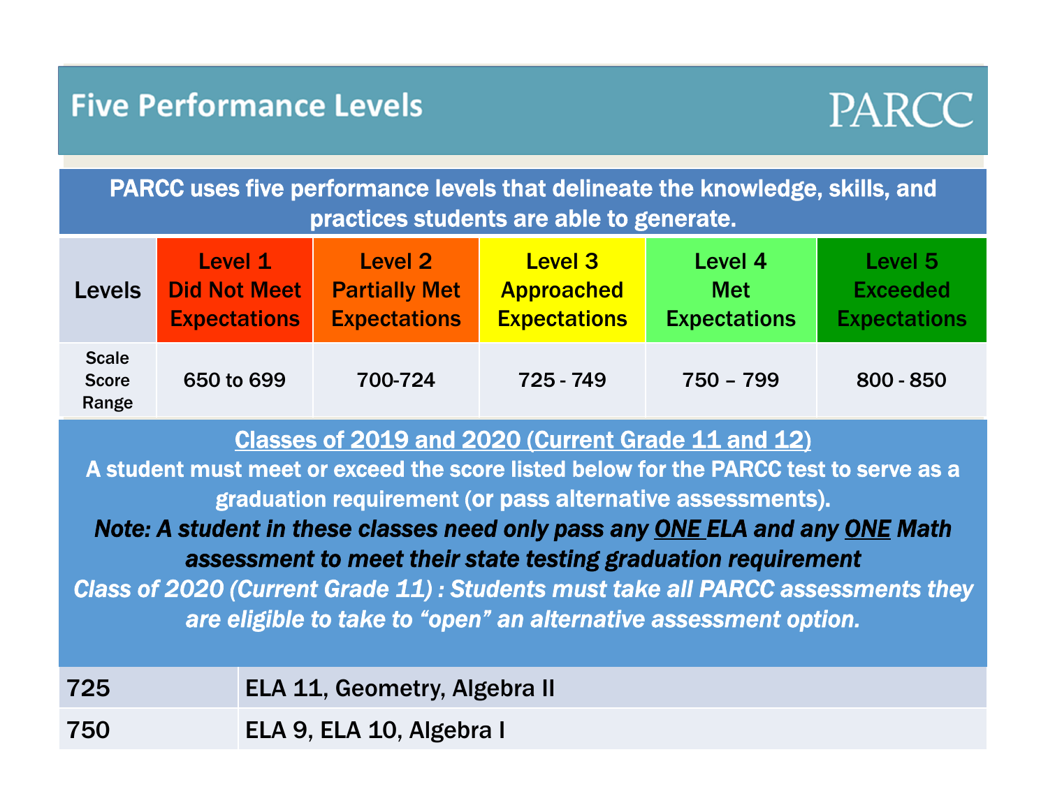# Five Performance Levels

PARCC

**PARCC uses five performance levels that delineate the knowledge, skills, and practices students are able to generate.**

| Levels | Level 1 Did Not Meet Expectations | Level 2 Partially Met Expectations | Level 3 Approached Expectations | Level 4 Met Expectations | Level 5 Exceeded Expectations |
|---|---|---|---|---|---|
| Scale Score Range | 650 to 699 | 700-724 | 725 - 749 | 750 – 799 | 800 - 850 |

**Classes of 2019 and 2020 (Current Grade 11 and 12)**

**A student must meet or exceed the score listed below for the PARCC test to serve as a graduation requirement (or pass alternative assessments).**

***Note: A student in these classes need only pass any ONE ELA and any ONE Math assessment to meet their state testing graduation requirement***

***Class of 2020 (Current Grade 11) : Students must take all PARCC assessments they are eligible to take to "open" an alternative assessment option.***

| Score | Assessments |
|---|---|
| 725 | ELA 11, Geometry, Algebra II |
| 750 | ELA 9, ELA 10, Algebra I |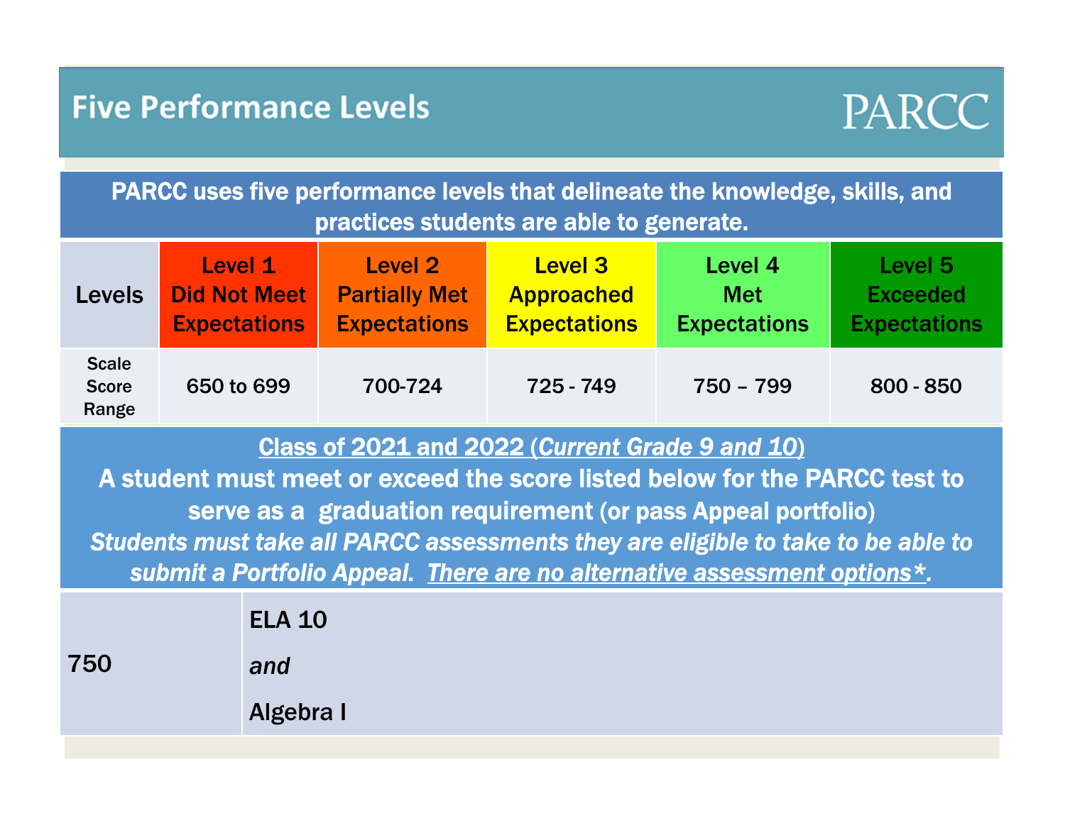# Five Performance Levels

PARCC

**PARCC uses five performance levels that delineate the knowledge, skills, and practices students are able to generate.**

| Levels | Level 1 Did Not Meet Expectations | Level 2 Partially Met Expectations | Level 3 Approached Expectations | Level 4 Met Expectations | Level 5 Exceeded Expectations |
|---|---|---|---|---|---|
| Scale Score Range | 650 to 699 | 700-724 | 725 - 749 | 750 – 799 | 800 - 850 |

**Class of 2021 and 2022 (*Current Grade 9 and 10*)**

**A student must meet or exceed the score listed below for the PARCC test to serve as a graduation requirement (or pass Appeal portfolio)**

***Students must take all PARCC assessments they are eligible to take to be able to submit a Portfolio Appeal. There are no alternative assessment options*.***

| | |
|---|---|
| 750 | ELA 10 *and* Algebra I |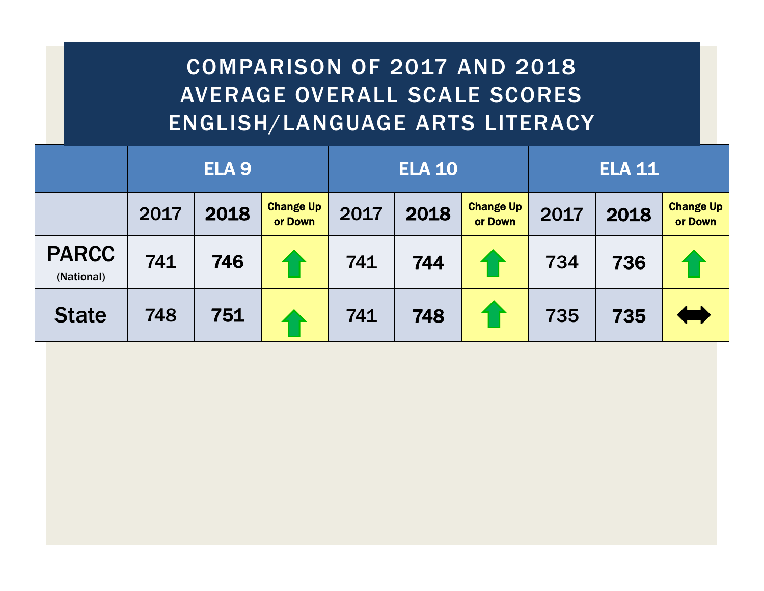# COMPARISON OF 2017 AND 2018 AVERAGE OVERALL SCALE SCORES ENGLISH/LANGUAGE ARTS LITERACY

| | ELA 9 | | | ELA 10 | | | ELA 11 | | |
|---|---|---|---|---|---|---|---|---|---|
| | 2017 | 2018 | Change Up or Down | 2017 | 2018 | Change Up or Down | 2017 | 2018 | Change Up or Down |
| PARCC (National) | 741 | 746 | ↑ | 741 | 744 | ↑ | 734 | 736 | ↑ |
| State | 748 | 751 | ↑ | 741 | 748 | ↑ | 735 | 735 | ↔ |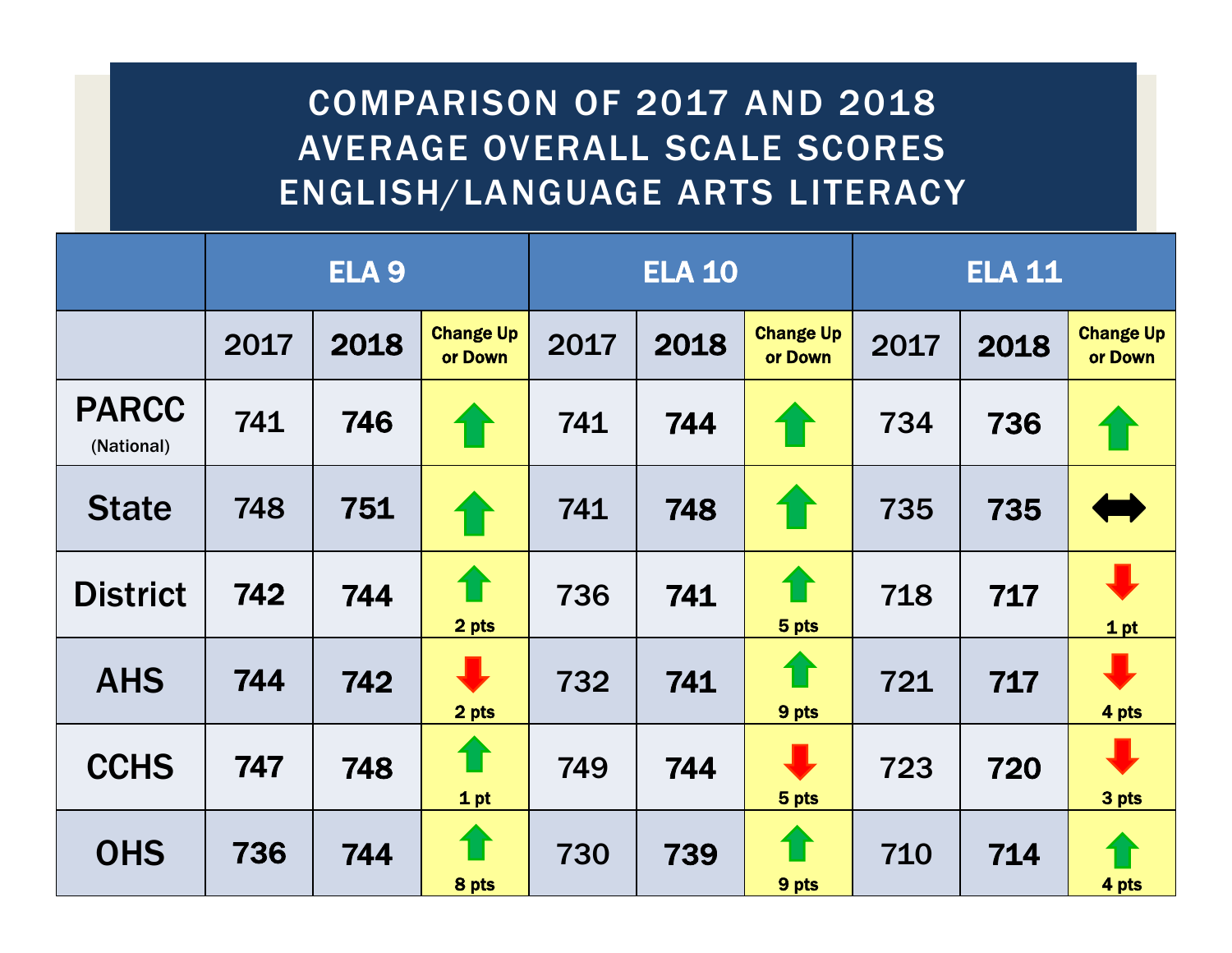# COMPARISON OF 2017 AND 2018 AVERAGE OVERALL SCALE SCORES ENGLISH/LANGUAGE ARTS LITERACY

| | ELA 9 | | | ELA 10 | | | ELA 11 | | |
|---|---|---|---|---|---|---|---|---|---|
| | 2017 | 2018 | Change Up or Down | 2017 | 2018 | Change Up or Down | 2017 | 2018 | Change Up or Down |
| PARCC (National) | 741 | 746 | ↑ | 741 | 744 | ↑ | 734 | 736 | ↑ |
| State | 748 | 751 | ↑ | 741 | 748 | ↑ | 735 | 735 | ↔ |
| District | 742 | 744 | ↑ 2 pts | 736 | 741 | ↑ 5 pts | 718 | 717 | ↓ 1 pt |
| AHS | 744 | 742 | ↓ 2 pts | 732 | 741 | ↑ 9 pts | 721 | 717 | ↓ 4 pts |
| CCHS | 747 | 748 | ↑ 1 pt | 749 | 744 | ↓ 5 pts | 723 | 720 | ↓ 3 pts |
| OHS | 736 | 744 | ↑ 8 pts | 730 | 739 | ↑ 9 pts | 710 | 714 | ↑ 4 pts |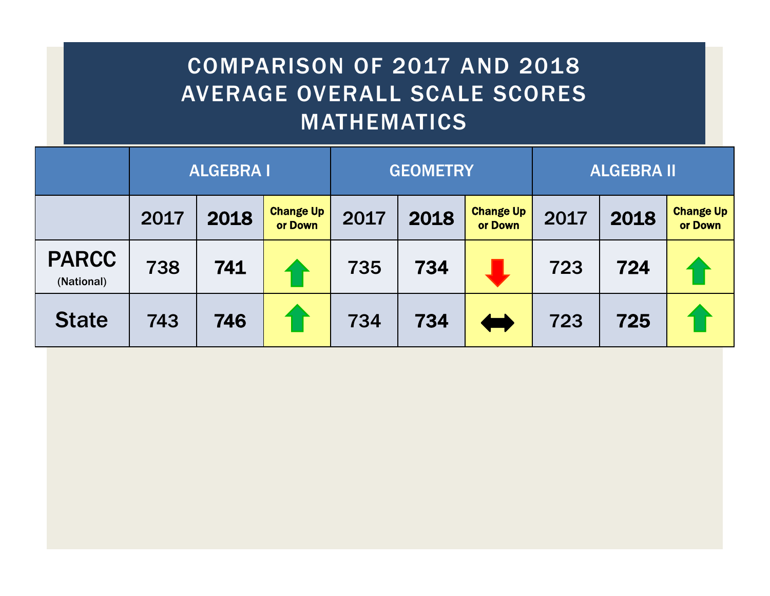# COMPARISON OF 2017 AND 2018 AVERAGE OVERALL SCALE SCORES MATHEMATICS

| | ALGEBRA I | | | GEOMETRY | | | ALGEBRA II | | |
|---|---|---|---|---|---|---|---|---|---|
| | 2017 | **2018** | **Change Up or Down** | 2017 | **2018** | **Change Up or Down** | 2017 | **2018** | **Change Up or Down** |
| **PARCC** (National) | 738 | **741** | ↑ | 735 | **734** | ↓ | 723 | **724** | ↑ |
| **State** | 743 | **746** | ↑ | 734 | **734** | ↔ | 723 | **725** | ↑ |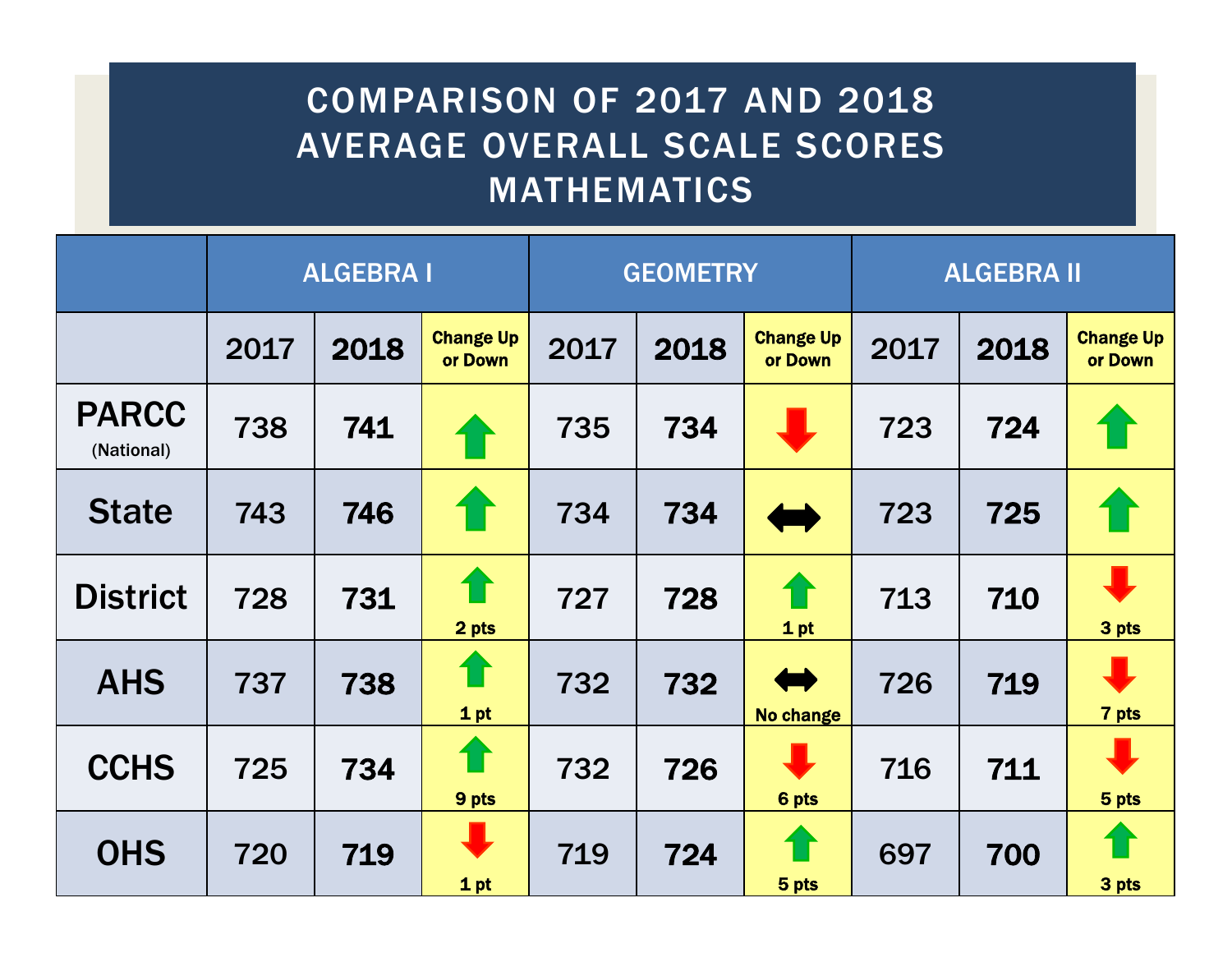# COMPARISON OF 2017 AND 2018 AVERAGE OVERALL SCALE SCORES MATHEMATICS

| | ALGEBRA I | | | GEOMETRY | | | ALGEBRA II | | |
|---|---|---|---|---|---|---|---|---|---|
| | 2017 | **2018** | Change Up or Down | 2017 | **2018** | Change Up or Down | 2017 | **2018** | Change Up or Down |
| **PARCC** (National) | 738 | **741** | ↑ | 735 | **734** | ↓ | 723 | **724** | ↑ |
| **State** | 743 | **746** | ↑ | 734 | **734** | ↔ | 723 | **725** | ↑ |
| **District** | 728 | **731** | ↑ 2 pts | 727 | **728** | ↑ 1 pt | 713 | **710** | ↓ 3 pts |
| **AHS** | 737 | **738** | ↑ 1 pt | 732 | **732** | ↔ No change | 726 | **719** | ↓ 7 pts |
| **CCHS** | 725 | **734** | ↑ 9 pts | 732 | **726** | ↓ 6 pts | 716 | **711** | ↓ 5 pts |
| **OHS** | 720 | **719** | ↓ 1 pt | 719 | **724** | ↑ 5 pts | 697 | **700** | ↑ 3 pts |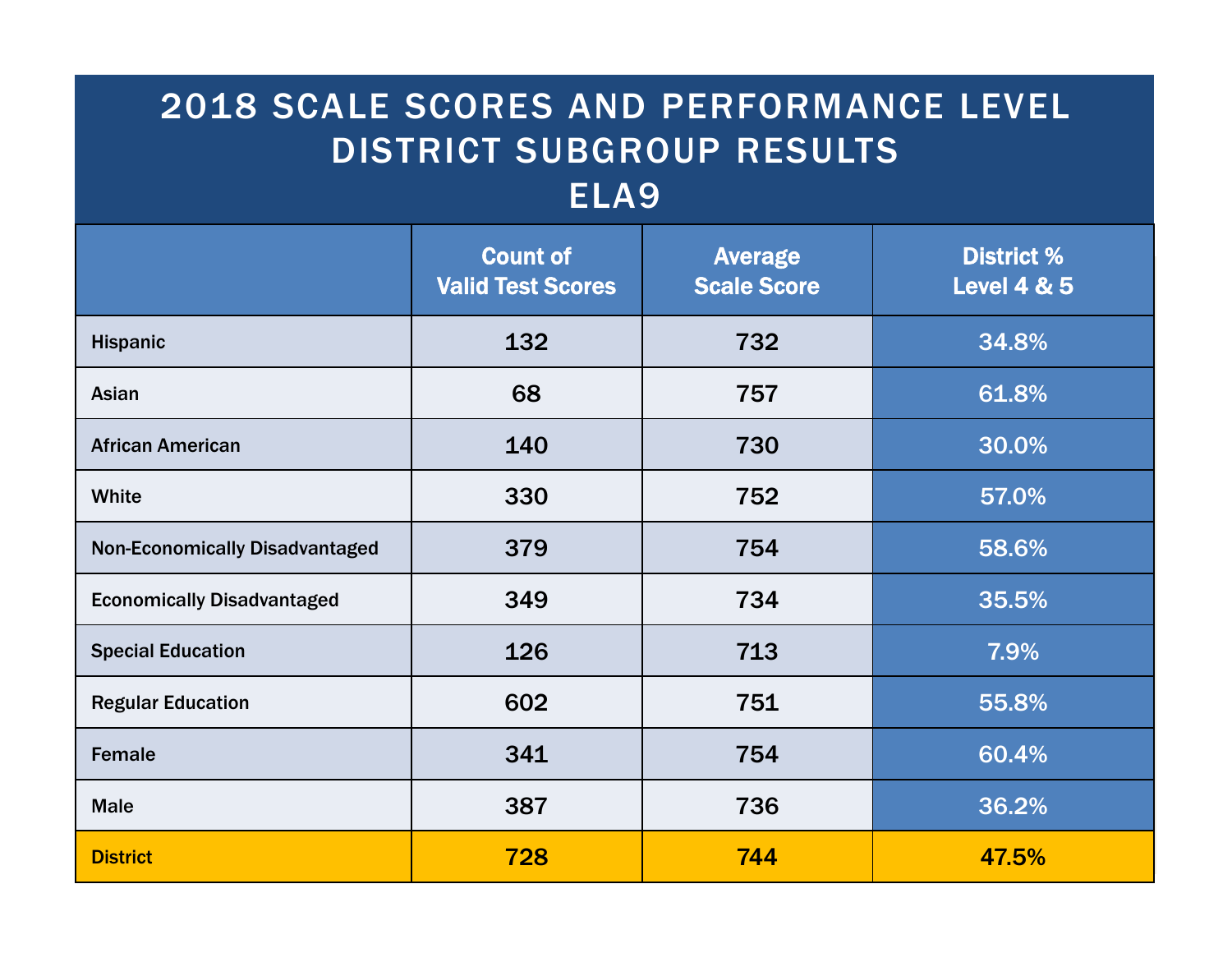# 2018 SCALE SCORES AND PERFORMANCE LEVEL DISTRICT SUBGROUP RESULTS ELA9

| | Count of Valid Test Scores | Average Scale Score | District % Level 4 & 5 |
|---|---|---|---|
| Hispanic | 132 | 732 | 34.8% |
| Asian | 68 | 757 | 61.8% |
| African American | 140 | 730 | 30.0% |
| White | 330 | 752 | 57.0% |
| Non-Economically Disadvantaged | 379 | 754 | 58.6% |
| Economically Disadvantaged | 349 | 734 | 35.5% |
| Special Education | 126 | 713 | 7.9% |
| Regular Education | 602 | 751 | 55.8% |
| Female | 341 | 754 | 60.4% |
| Male | 387 | 736 | 36.2% |
| **District** | **728** | **744** | **47.5%** |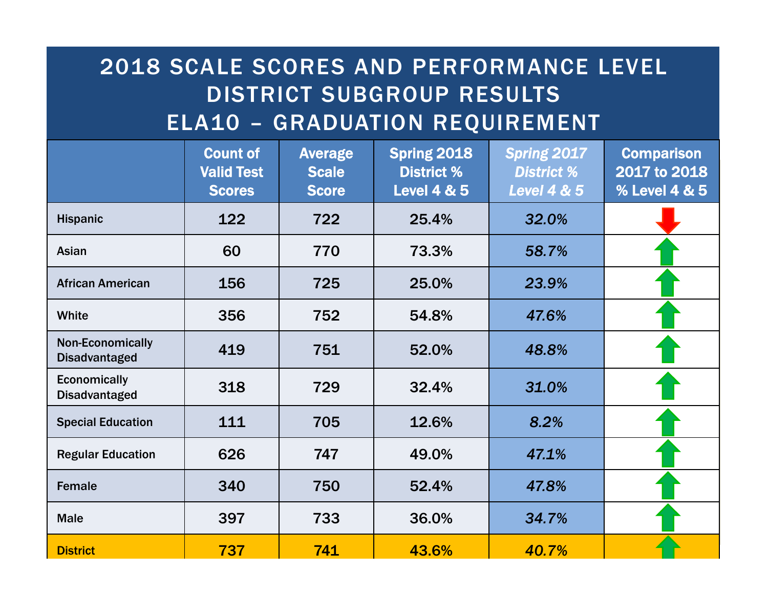# 2018 SCALE SCORES AND PERFORMANCE LEVEL DISTRICT SUBGROUP RESULTS ELA10 – GRADUATION REQUIREMENT

| | Count of Valid Test Scores | Average Scale Score | Spring 2018 District % Level 4 & 5 | *Spring 2017 District % Level 4 & 5* | Comparison 2017 to 2018 % Level 4 & 5 |
|---|---|---|---|---|---|
| Hispanic | 122 | 722 | 25.4% | *32.0%* | ↓ |
| Asian | 60 | 770 | 73.3% | *58.7%* | ↑ |
| African American | 156 | 725 | 25.0% | *23.9%* | ↑ |
| White | 356 | 752 | 54.8% | *47.6%* | ↑ |
| Non-Economically Disadvantaged | 419 | 751 | 52.0% | *48.8%* | ↑ |
| Economically Disadvantaged | 318 | 729 | 32.4% | *31.0%* | ↑ |
| Special Education | 111 | 705 | 12.6% | *8.2%* | ↑ |
| Regular Education | 626 | 747 | 49.0% | *47.1%* | ↑ |
| Female | 340 | 750 | 52.4% | *47.8%* | ↑ |
| Male | 397 | 733 | 36.0% | *34.7%* | ↑ |
| District | 737 | 741 | 43.6% | *40.7%* | ↑ |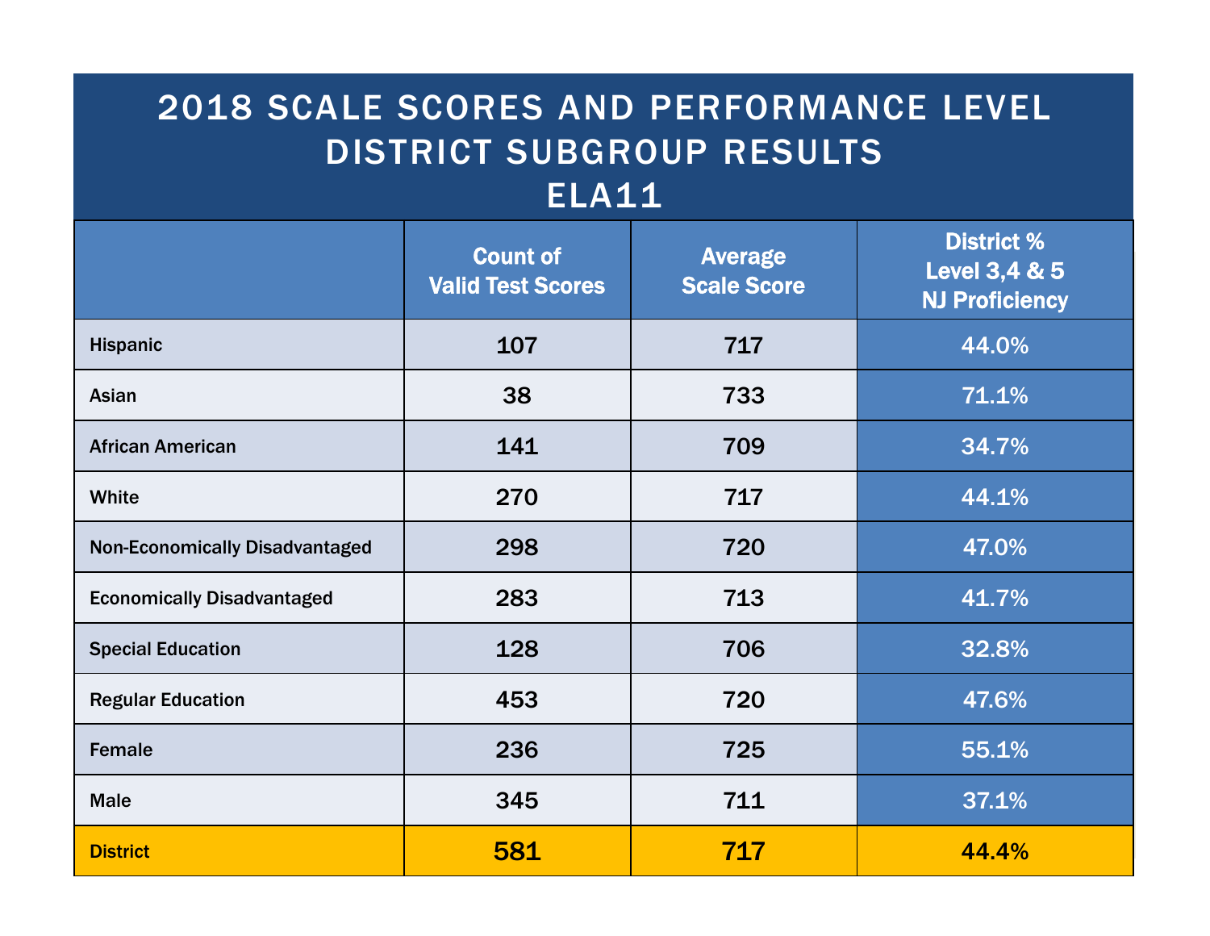# 2018 SCALE SCORES AND PERFORMANCE LEVEL DISTRICT SUBGROUP RESULTS ELA11

| | Count of Valid Test Scores | Average Scale Score | District % Level 3,4 & 5 NJ Proficiency |
|---|---|---|---|
| Hispanic | 107 | 717 | 44.0% |
| Asian | 38 | 733 | 71.1% |
| African American | 141 | 709 | 34.7% |
| White | 270 | 717 | 44.1% |
| Non-Economically Disadvantaged | 298 | 720 | 47.0% |
| Economically Disadvantaged | 283 | 713 | 41.7% |
| Special Education | 128 | 706 | 32.8% |
| Regular Education | 453 | 720 | 47.6% |
| Female | 236 | 725 | 55.1% |
| Male | 345 | 711 | 37.1% |
| **District** | **581** | **717** | **44.4%** |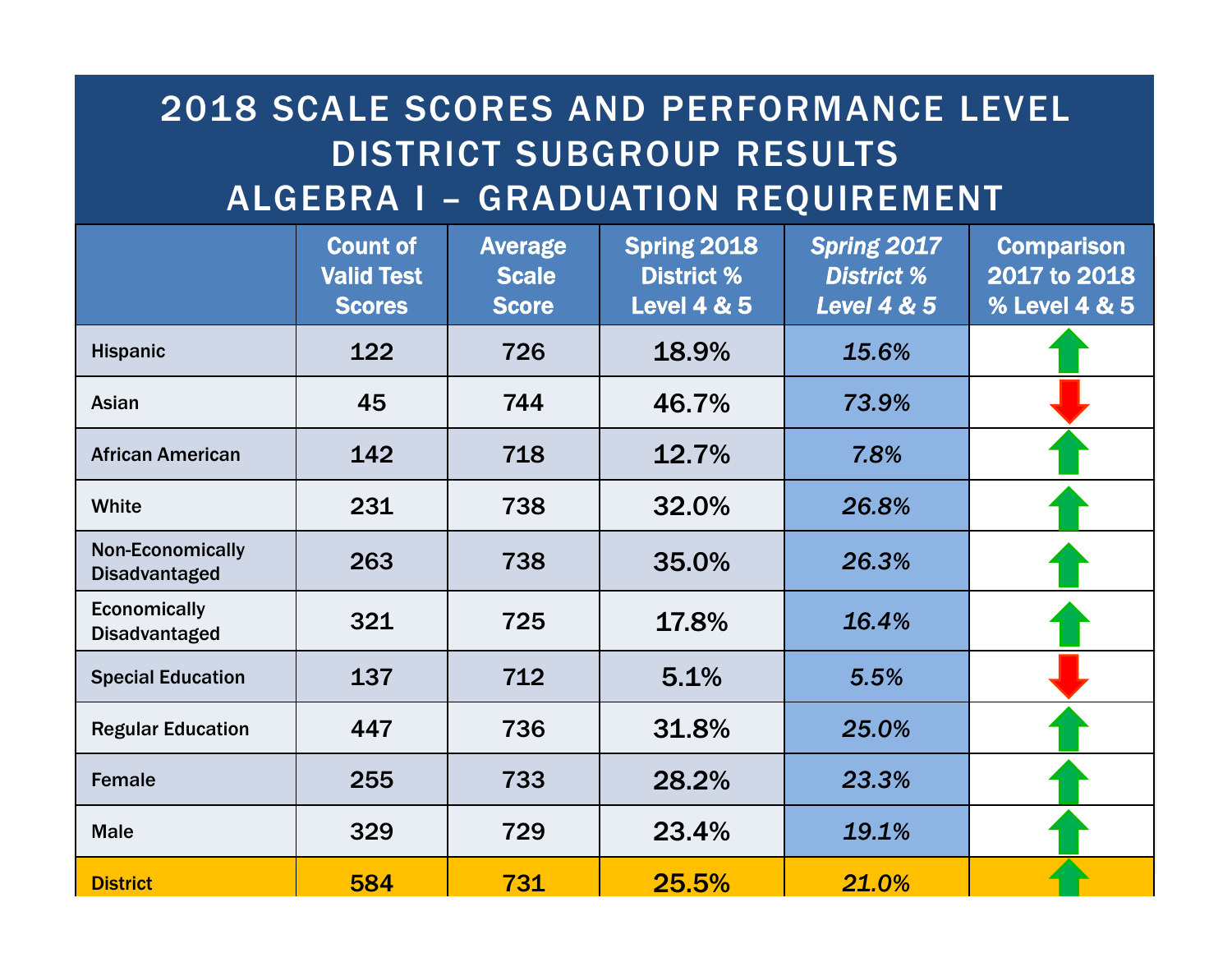# 2018 SCALE SCORES AND PERFORMANCE LEVEL DISTRICT SUBGROUP RESULTS ALGEBRA I – GRADUATION REQUIREMENT

| | Count of Valid Test Scores | Average Scale Score | Spring 2018 District % Level 4 & 5 | *Spring 2017 District % Level 4 & 5* | Comparison 2017 to 2018 % Level 4 & 5 |
|---|---|---|---|---|---|
| Hispanic | 122 | 726 | 18.9% | *15.6%* | ↑ |
| Asian | 45 | 744 | 46.7% | *73.9%* | ↓ |
| African American | 142 | 718 | 12.7% | *7.8%* | ↑ |
| White | 231 | 738 | 32.0% | *26.8%* | ↑ |
| Non-Economically Disadvantaged | 263 | 738 | 35.0% | *26.3%* | ↑ |
| Economically Disadvantaged | 321 | 725 | 17.8% | *16.4%* | ↑ |
| Special Education | 137 | 712 | 5.1% | *5.5%* | ↓ |
| Regular Education | 447 | 736 | 31.8% | *25.0%* | ↑ |
| Female | 255 | 733 | 28.2% | *23.3%* | ↑ |
| Male | 329 | 729 | 23.4% | *19.1%* | ↑ |
| District | 584 | 731 | 25.5% | *21.0%* | ↑ |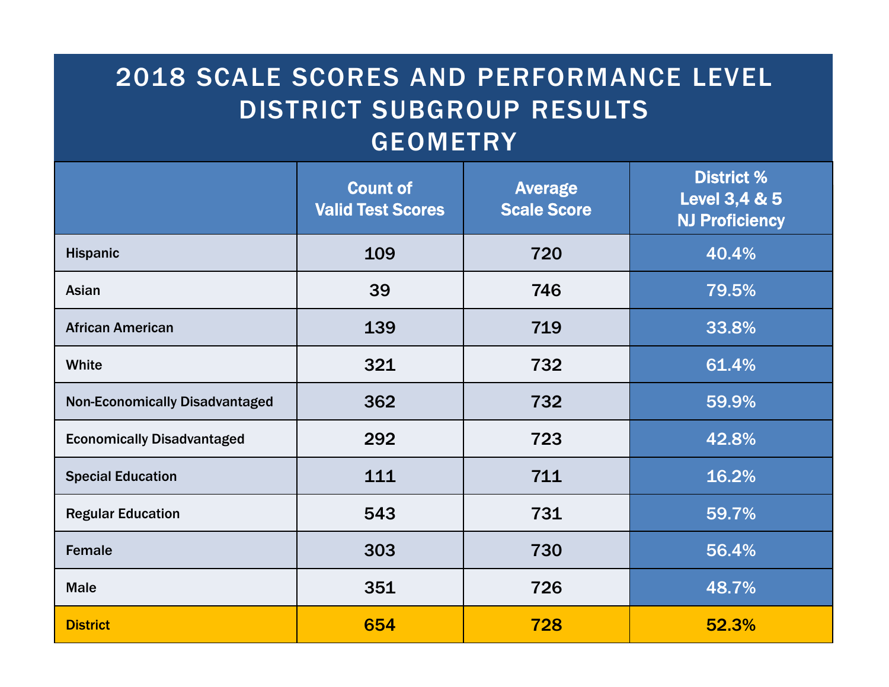# 2018 SCALE SCORES AND PERFORMANCE LEVEL DISTRICT SUBGROUP RESULTS GEOMETRY

| | Count of Valid Test Scores | Average Scale Score | District % Level 3,4 & 5 NJ Proficiency |
|---|---|---|---|
| Hispanic | 109 | 720 | 40.4% |
| Asian | 39 | 746 | 79.5% |
| African American | 139 | 719 | 33.8% |
| White | 321 | 732 | 61.4% |
| Non-Economically Disadvantaged | 362 | 732 | 59.9% |
| Economically Disadvantaged | 292 | 723 | 42.8% |
| Special Education | 111 | 711 | 16.2% |
| Regular Education | 543 | 731 | 59.7% |
| Female | 303 | 730 | 56.4% |
| Male | 351 | 726 | 48.7% |
| District | 654 | 728 | 52.3% |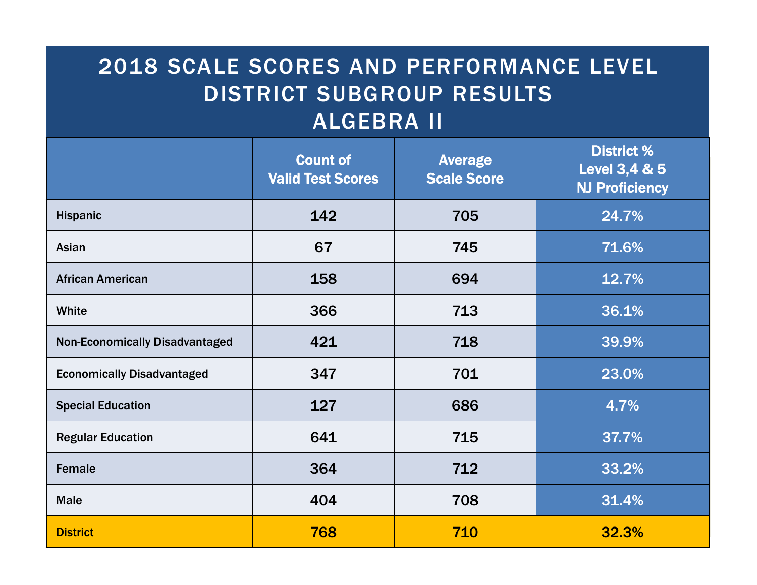# 2018 SCALE SCORES AND PERFORMANCE LEVEL DISTRICT SUBGROUP RESULTS ALGEBRA II

| | Count of Valid Test Scores | Average Scale Score | District % Level 3,4 & 5 NJ Proficiency |
|---|---|---|---|
| Hispanic | 142 | 705 | 24.7% |
| Asian | 67 | 745 | 71.6% |
| African American | 158 | 694 | 12.7% |
| White | 366 | 713 | 36.1% |
| Non-Economically Disadvantaged | 421 | 718 | 39.9% |
| Economically Disadvantaged | 347 | 701 | 23.0% |
| Special Education | 127 | 686 | 4.7% |
| Regular Education | 641 | 715 | 37.7% |
| Female | 364 | 712 | 33.2% |
| Male | 404 | 708 | 31.4% |
| **District** | **768** | **710** | **32.3%** |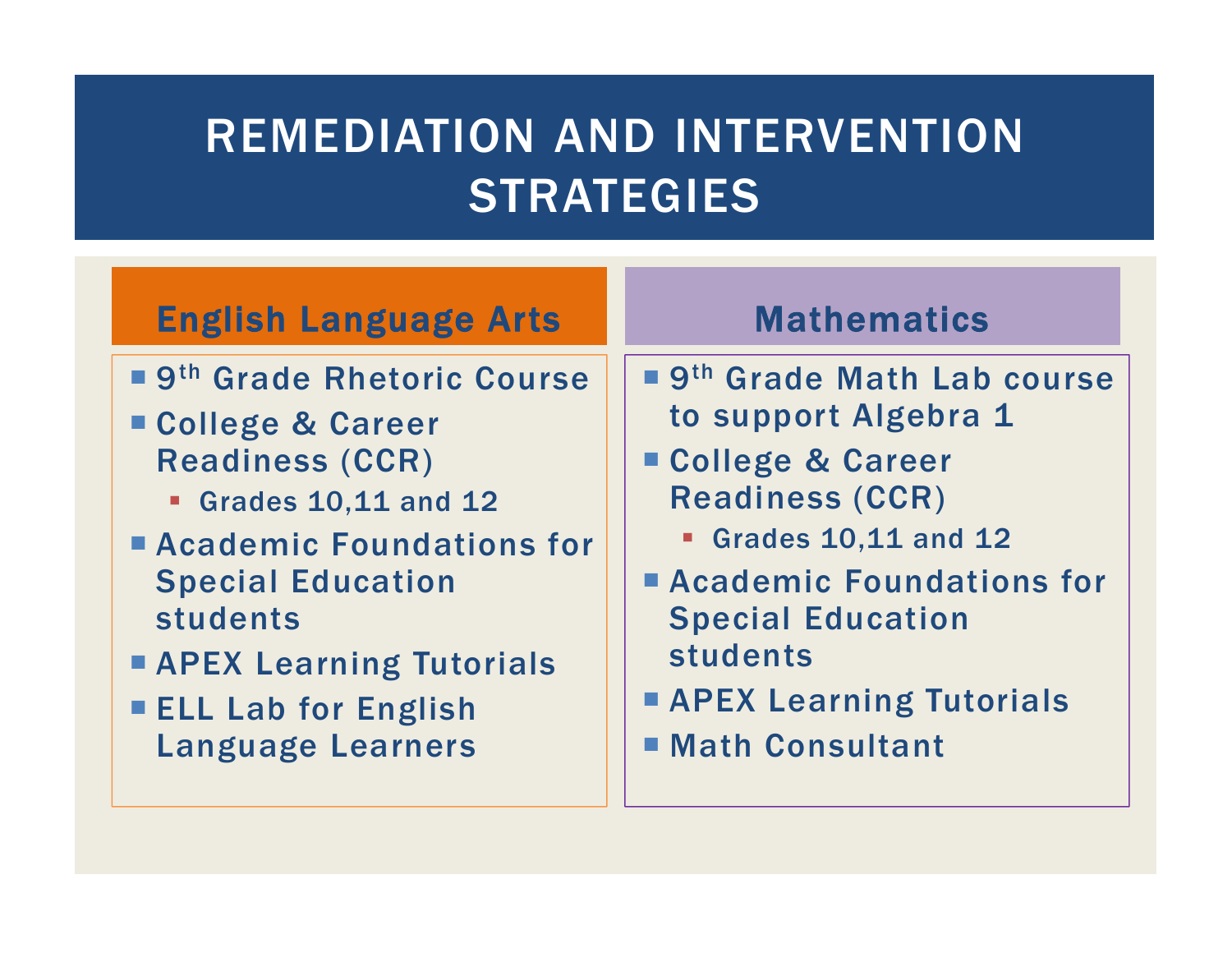# REMEDIATION AND INTERVENTION STRATEGIES

## English Language Arts

- 9th Grade Rhetoric Course
- College & Career Readiness (CCR)
  - Grades 10,11 and 12
- Academic Foundations for Special Education students
- APEX Learning Tutorials
- ELL Lab for English Language Learners

## Mathematics

- 9th Grade Math Lab course to support Algebra 1
- College & Career Readiness (CCR)
  - Grades 10,11 and 12
- Academic Foundations for Special Education students
- APEX Learning Tutorials
- Math Consultant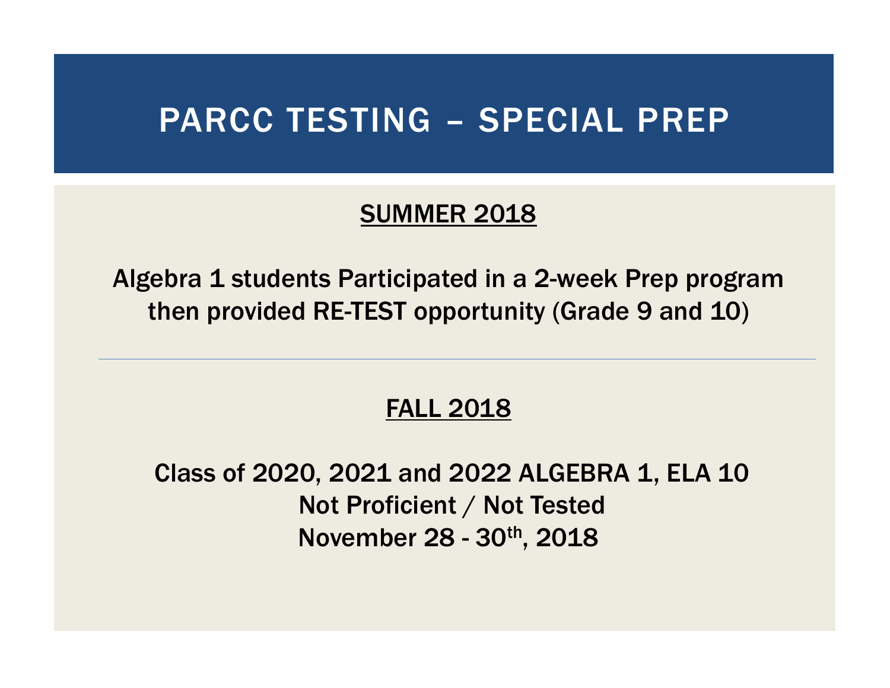# PARCC TESTING – SPECIAL PREP

## SUMMER 2018

Algebra 1 students Participated in a 2-week Prep program then provided RE-TEST opportunity (Grade 9 and 10)

---

## FALL 2018

Class of 2020, 2021 and 2022 ALGEBRA 1, ELA 10
Not Proficient / Not Tested
November 28 - 30th, 2018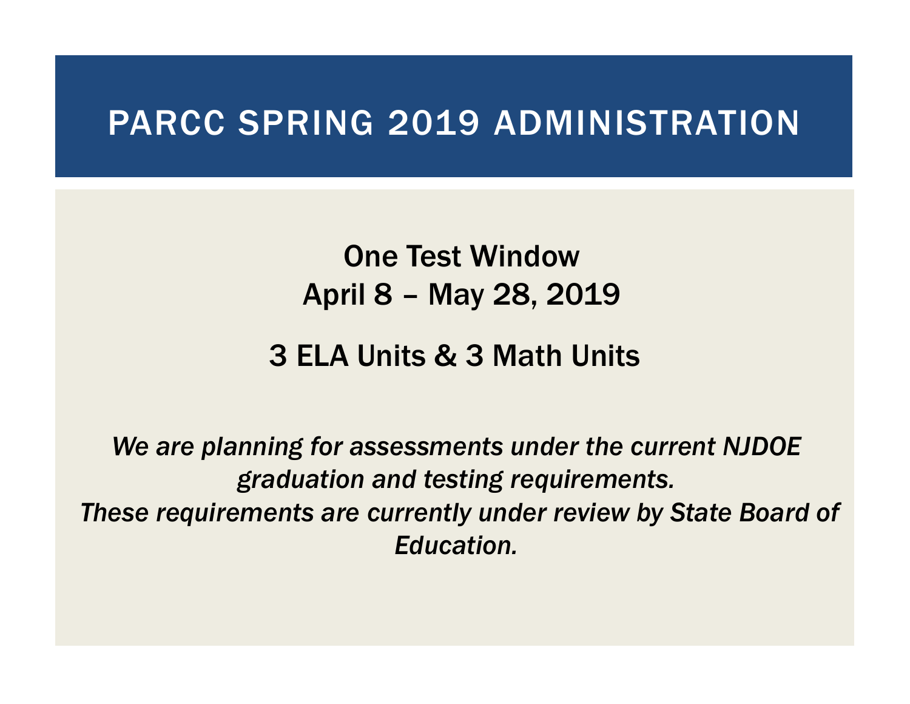# PARCC SPRING 2019 ADMINISTRATION

One Test Window
April 8 – May 28, 2019

3 ELA Units & 3 Math Units

*We are planning for assessments under the current NJDOE graduation and testing requirements.*
*These requirements are currently under review by State Board of Education.*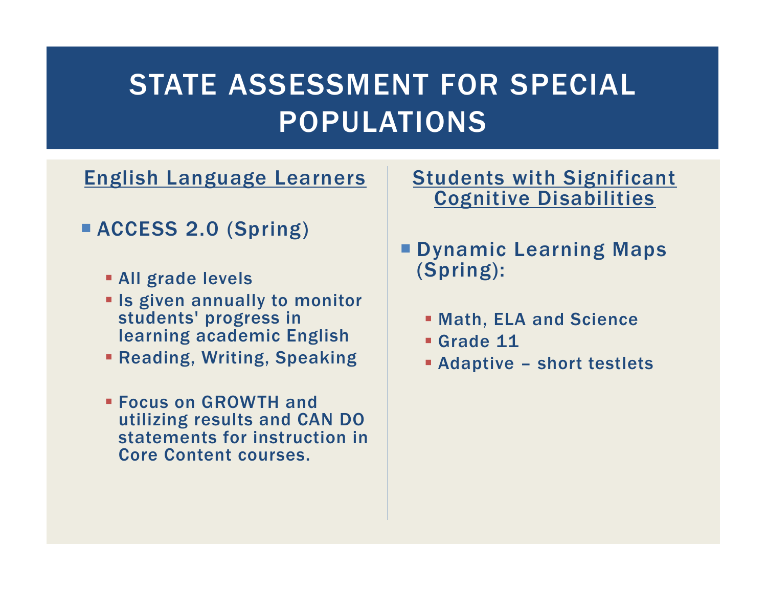# STATE ASSESSMENT FOR SPECIAL POPULATIONS

## English Language Learners

- ACCESS 2.0 (Spring)
  - All grade levels
  - Is given annually to monitor students' progress in learning academic English
  - Reading, Writing, Speaking
  - Focus on GROWTH and utilizing results and CAN DO statements for instruction in Core Content courses.

## Students with Significant Cognitive Disabilities

- Dynamic Learning Maps (Spring):
  - Math, ELA and Science
  - Grade 11
  - Adaptive – short testlets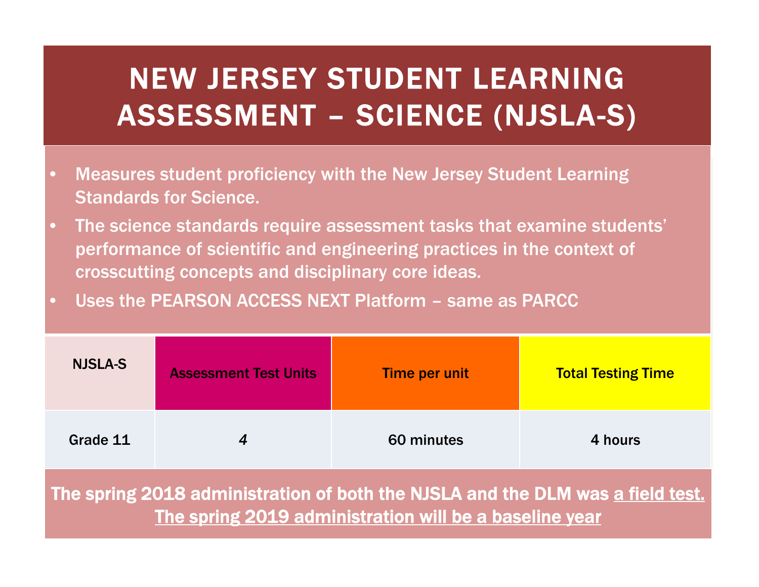# NEW JERSEY STUDENT LEARNING ASSESSMENT – SCIENCE (NJSLA-S)

- Measures student proficiency with the New Jersey Student Learning Standards for Science.
- The science standards require assessment tasks that examine students' performance of scientific and engineering practices in the context of crosscutting concepts and disciplinary core ideas.
- Uses the PEARSON ACCESS NEXT Platform – same as PARCC

| NJSLA-S | Assessment Test Units | Time per unit | Total Testing Time |
|---|---|---|---|
| Grade 11 | *4* | 60 minutes | 4 hours |

**The spring 2018 administration of both the NJSLA and the DLM was <u>a field test.</u>**
**<u>The spring 2019 administration will be a baseline year</u>**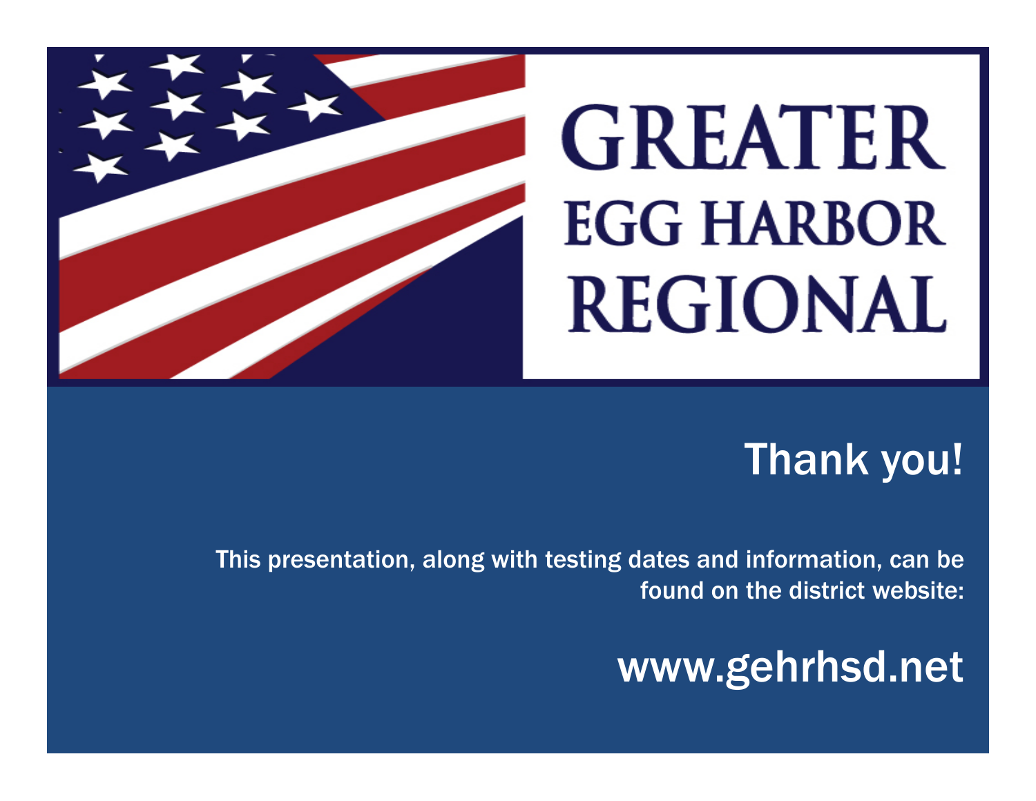# GREATER EGG HARBOR REGIONAL

## Thank you!

This presentation, along with testing dates and information, can be found on the district website:

## www.gehrhsd.net